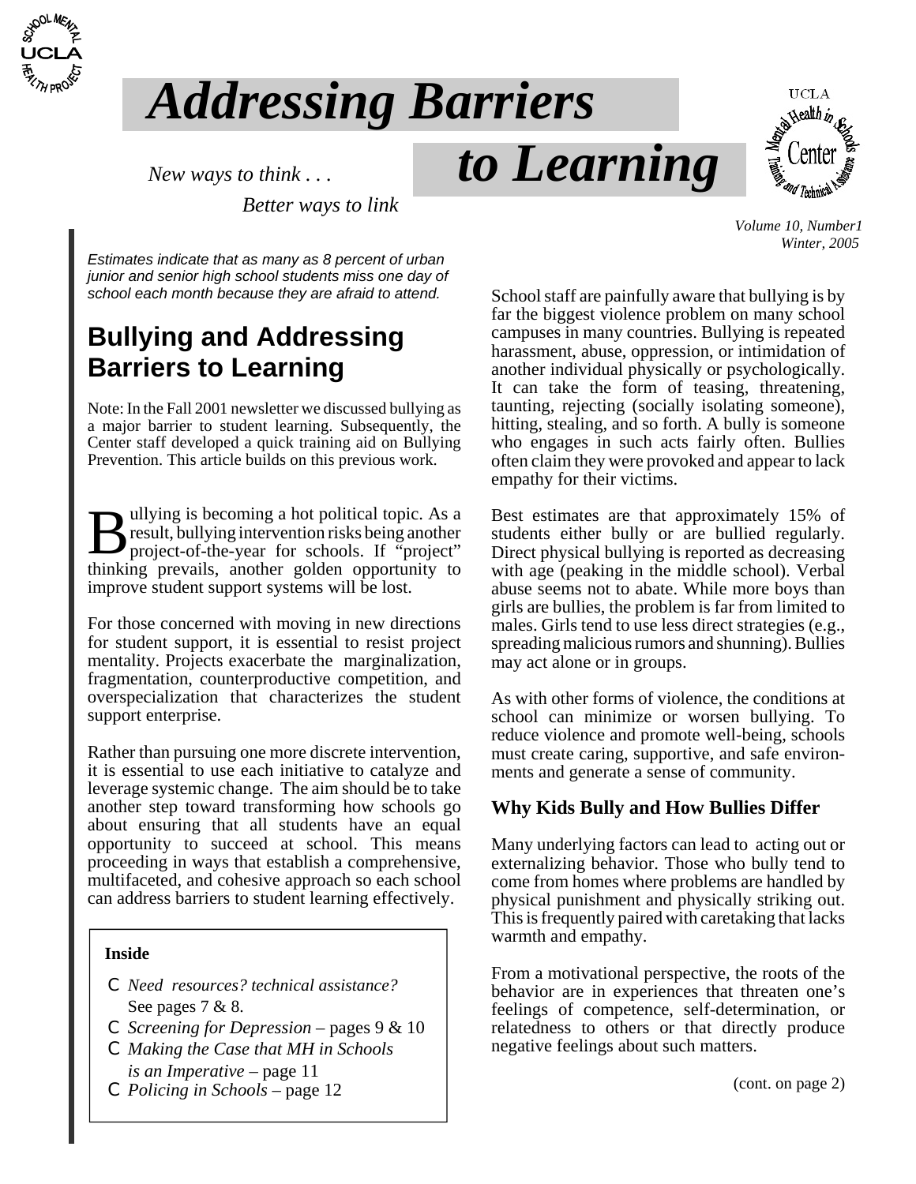# Addressing Barriers to Learning

*New ways to think . . .*
*Better ways to link*

*Volume 10, Number1*
*Winter, 2005*

*Estimates indicate that as many as 8 percent of urban junior and senior high school students miss one day of school each month because they are afraid to attend.*

## Bullying and Addressing Barriers to Learning

Note: In the Fall 2001 newsletter we discussed bullying as a major barrier to student learning. Subsequently, the Center staff developed a quick training aid on Bullying Prevention. This article builds on this previous work.

Bullying is becoming a hot political topic. As a result, bullying intervention risks being another project-of-the-year for schools. If "project" thinking prevails, another golden opportunity to improve student support systems will be lost.

For those concerned with moving in new directions for student support, it is essential to resist project mentality. Projects exacerbate the marginalization, fragmentation, counterproductive competition, and overspecialization that characterizes the student support enterprise.

Rather than pursuing one more discrete intervention, it is essential to use each initiative to catalyze and leverage systemic change. The aim should be to take another step toward transforming how schools go about ensuring that all students have an equal opportunity to succeed at school. This means proceeding in ways that establish a comprehensive, multifaceted, and cohesive approach so each school can address barriers to student learning effectively.

**Inside**

- *Need resources? technical assistance?* See pages 7 & 8.
- *Screening for Depression* – pages 9 & 10
- *Making the Case that MH in Schools is an Imperative* – page 11
- *Policing in Schools* – page 12

School staff are painfully aware that bullying is by far the biggest violence problem on many school campuses in many countries. Bullying is repeated harassment, abuse, oppression, or intimidation of another individual physically or psychologically. It can take the form of teasing, threatening, taunting, rejecting (socially isolating someone), hitting, stealing, and so forth. A bully is someone who engages in such acts fairly often. Bullies often claim they were provoked and appear to lack empathy for their victims.

Best estimates are that approximately 15% of students either bully or are bullied regularly. Direct physical bullying is reported as decreasing with age (peaking in the middle school). Verbal abuse seems not to abate. While more boys than girls are bullies, the problem is far from limited to males. Girls tend to use less direct strategies (e.g., spreading malicious rumors and shunning). Bullies may act alone or in groups.

As with other forms of violence, the conditions at school can minimize or worsen bullying. To reduce violence and promote well-being, schools must create caring, supportive, and safe environments and generate a sense of community.

### Why Kids Bully and How Bullies Differ

Many underlying factors can lead to acting out or externalizing behavior. Those who bully tend to come from homes where problems are handled by physical punishment and physically striking out. This is frequently paired with caretaking that lacks warmth and empathy.

From a motivational perspective, the roots of the behavior are in experiences that threaten one's feelings of competence, self-determination, or relatedness to others or that directly produce negative feelings about such matters.

(cont. on page 2)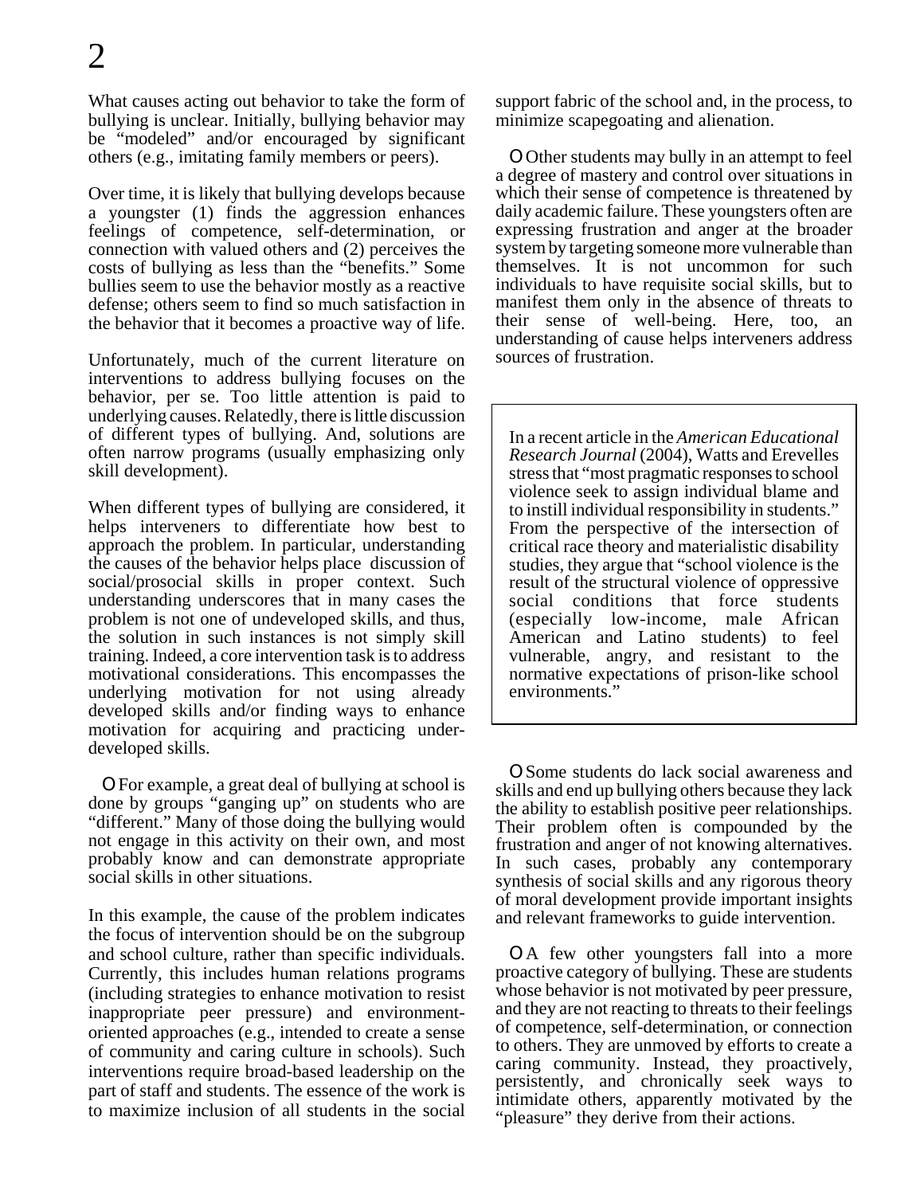What causes acting out behavior to take the form of bullying is unclear. Initially, bullying behavior may be "modeled" and/or encouraged by significant others (e.g., imitating family members or peers).

Over time, it is likely that bullying develops because a youngster (1) finds the aggression enhances feelings of competence, self-determination, or connection with valued others and (2) perceives the costs of bullying as less than the "benefits." Some bullies seem to use the behavior mostly as a reactive defense; others seem to find so much satisfaction in the behavior that it becomes a proactive way of life.

Unfortunately, much of the current literature on interventions to address bullying focuses on the behavior, per se. Too little attention is paid to underlying causes. Relatedly, there is little discussion of different types of bullying. And, solutions are often narrow programs (usually emphasizing only skill development).

When different types of bullying are considered, it helps interveners to differentiate how best to approach the problem. In particular, understanding the causes of the behavior helps place discussion of social/prosocial skills in proper context. Such understanding underscores that in many cases the problem is not one of undeveloped skills, and thus, the solution in such instances is not simply skill training. Indeed, a core intervention task is to address motivational considerations. This encompasses the underlying motivation for not using already developed skills and/or finding ways to enhance motivation for acquiring and practicing under-developed skills.

- For example, a great deal of bullying at school is done by groups "ganging up" on students who are "different." Many of those doing the bullying would not engage in this activity on their own, and most probably know and can demonstrate appropriate social skills in other situations.

In this example, the cause of the problem indicates the focus of intervention should be on the subgroup and school culture, rather than specific individuals. Currently, this includes human relations programs (including strategies to enhance motivation to resist inappropriate peer pressure) and environment-oriented approaches (e.g., intended to create a sense of community and caring culture in schools). Such interventions require broad-based leadership on the part of staff and students. The essence of the work is to maximize inclusion of all students in the social support fabric of the school and, in the process, to minimize scapegoating and alienation.

- Other students may bully in an attempt to feel a degree of mastery and control over situations in which their sense of competence is threatened by daily academic failure. These youngsters often are expressing frustration and anger at the broader system by targeting someone more vulnerable than themselves. It is not uncommon for such individuals to have requisite social skills, but to manifest them only in the absence of threats to their sense of well-being. Here, too, an understanding of cause helps interveners address sources of frustration.

> In a recent article in the *American Educational Research Journal* (2004), Watts and Erevelles stress that "most pragmatic responses to school violence seek to assign individual blame and to instill individual responsibility in students." From the perspective of the intersection of critical race theory and materialistic disability studies, they argue that "school violence is the result of the structural violence of oppressive social conditions that force students (especially low-income, male African American and Latino students) to feel vulnerable, angry, and resistant to the normative expectations of prison-like school environments."

- Some students do lack social awareness and skills and end up bullying others because they lack the ability to establish positive peer relationships. Their problem often is compounded by the frustration and anger of not knowing alternatives. In such cases, probably any contemporary synthesis of social skills and any rigorous theory of moral development provide important insights and relevant frameworks to guide intervention.

- A few other youngsters fall into a more proactive category of bullying. These are students whose behavior is not motivated by peer pressure, and they are not reacting to threats to their feelings of competence, self-determination, or connection to others. They are unmoved by efforts to create a caring community. Instead, they proactively, persistently, and chronically seek ways to intimidate others, apparently motivated by the "pleasure" they derive from their actions.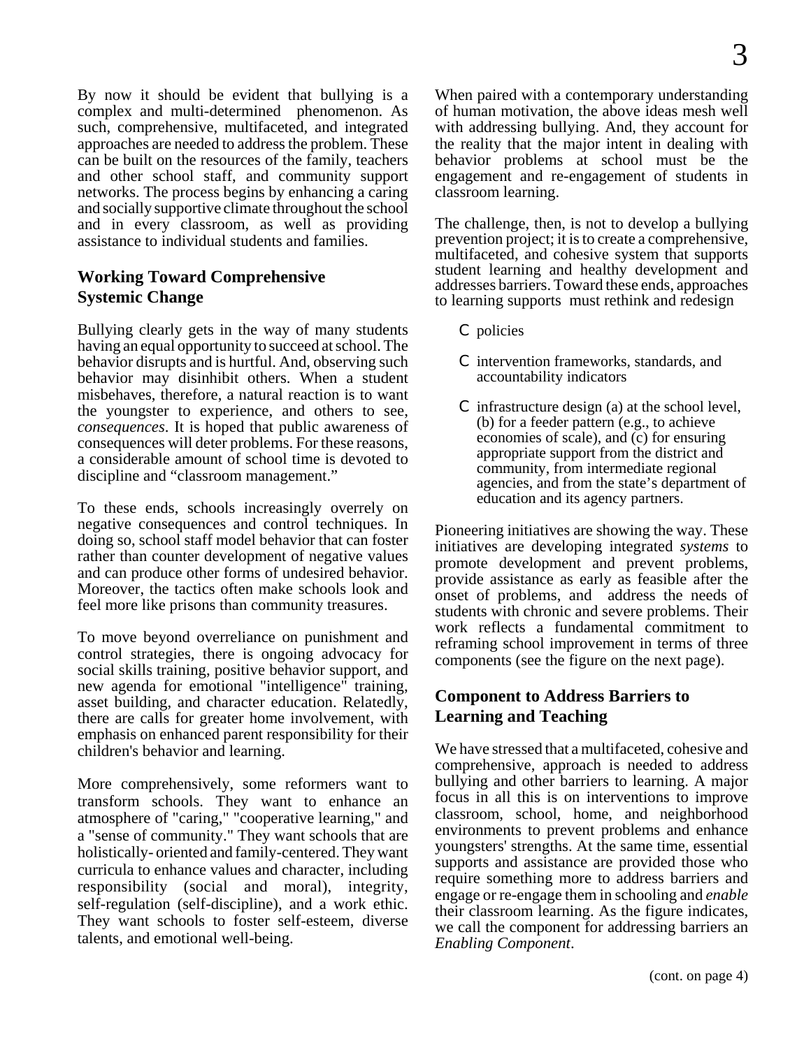By now it should be evident that bullying is a complex and multi-determined phenomenon. As such, comprehensive, multifaceted, and integrated approaches are needed to address the problem. These can be built on the resources of the family, teachers and other school staff, and community support networks. The process begins by enhancing a caring and socially supportive climate throughout the school and in every classroom, as well as providing assistance to individual students and families.

## Working Toward Comprehensive Systemic Change

Bullying clearly gets in the way of many students having an equal opportunity to succeed at school. The behavior disrupts and is hurtful. And, observing such behavior may disinhibit others. When a student misbehaves, therefore, a natural reaction is to want the youngster to experience, and others to see, *consequences*. It is hoped that public awareness of consequences will deter problems. For these reasons, a considerable amount of school time is devoted to discipline and "classroom management."

To these ends, schools increasingly overrely on negative consequences and control techniques. In doing so, school staff model behavior that can foster rather than counter development of negative values and can produce other forms of undesired behavior. Moreover, the tactics often make schools look and feel more like prisons than community treasures.

To move beyond overreliance on punishment and control strategies, there is ongoing advocacy for social skills training, positive behavior support, and new agenda for emotional "intelligence" training, asset building, and character education. Relatedly, there are calls for greater home involvement, with emphasis on enhanced parent responsibility for their children's behavior and learning.

More comprehensively, some reformers want to transform schools. They want to enhance an atmosphere of "caring," "cooperative learning," and a "sense of community." They want schools that are holistically- oriented and family-centered. They want curricula to enhance values and character, including responsibility (social and moral), integrity, self-regulation (self-discipline), and a work ethic. They want schools to foster self-esteem, diverse talents, and emotional well-being.

When paired with a contemporary understanding of human motivation, the above ideas mesh well with addressing bullying. And, they account for the reality that the major intent in dealing with behavior problems at school must be the engagement and re-engagement of students in classroom learning.

The challenge, then, is not to develop a bullying prevention project; it is to create a comprehensive, multifaceted, and cohesive system that supports student learning and healthy development and addresses barriers. Toward these ends, approaches to learning supports must rethink and redesign

- policies
- intervention frameworks, standards, and accountability indicators
- infrastructure design (a) at the school level, (b) for a feeder pattern (e.g., to achieve economies of scale), and (c) for ensuring appropriate support from the district and community, from intermediate regional agencies, and from the state's department of education and its agency partners.

Pioneering initiatives are showing the way. These initiatives are developing integrated *systems* to promote development and prevent problems, provide assistance as early as feasible after the onset of problems, and address the needs of students with chronic and severe problems. Their work reflects a fundamental commitment to reframing school improvement in terms of three components (see the figure on the next page).

## Component to Address Barriers to Learning and Teaching

We have stressed that a multifaceted, cohesive and comprehensive, approach is needed to address bullying and other barriers to learning. A major focus in all this is on interventions to improve classroom, school, home, and neighborhood environments to prevent problems and enhance youngsters' strengths. At the same time, essential supports and assistance are provided those who require something more to address barriers and engage or re-engage them in schooling and *enable* their classroom learning. As the figure indicates, we call the component for addressing barriers an *Enabling Component*.

(cont. on page 4)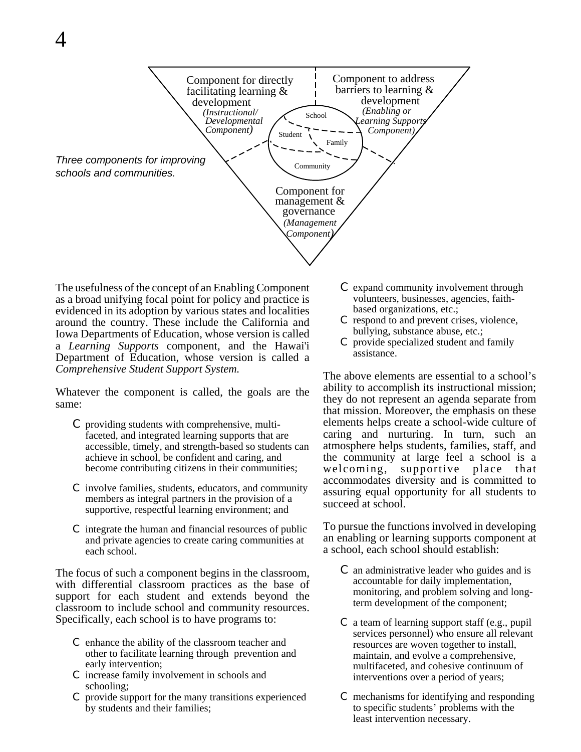Component for directly facilitating learning & development *(Instructional/ Developmental Component)*

Component to address barriers to learning & development *(Enabling or Learning Supports Component)*

School

Student

Family

Community

Component for management & governance *(Management Component)*

*Three components for improving schools and communities.*

The usefulness of the concept of an Enabling Component as a broad unifying focal point for policy and practice is evidenced in its adoption by various states and localities around the country. These include the California and Iowa Departments of Education, whose version is called a *Learning Supports* component, and the Hawai'i Department of Education, whose version is called a *Comprehensive Student Support System.*

Whatever the component is called, the goals are the same:

- providing students with comprehensive, multi-faceted, and integrated learning supports that are accessible, timely, and strength-based so students can achieve in school, be confident and caring, and become contributing citizens in their communities;
- involve families, students, educators, and community members as integral partners in the provision of a supportive, respectful learning environment; and
- integrate the human and financial resources of public and private agencies to create caring communities at each school.

The focus of such a component begins in the classroom, with differential classroom practices as the base of support for each student and extends beyond the classroom to include school and community resources. Specifically, each school is to have programs to:

- enhance the ability of the classroom teacher and other to facilitate learning through prevention and early intervention;
- increase family involvement in schools and schooling;
- provide support for the many transitions experienced by students and their families;
- expand community involvement through volunteers, businesses, agencies, faith-based organizations, etc.;
- respond to and prevent crises, violence, bullying, substance abuse, etc.;
- provide specialized student and family assistance.

The above elements are essential to a school's ability to accomplish its instructional mission; they do not represent an agenda separate from that mission. Moreover, the emphasis on these elements helps create a school-wide culture of caring and nurturing. In turn, such an atmosphere helps students, families, staff, and the community at large feel a school is a welcoming, supportive place that accommodates diversity and is committed to assuring equal opportunity for all students to succeed at school.

To pursue the functions involved in developing an enabling or learning supports component at a school, each school should establish:

- an administrative leader who guides and is accountable for daily implementation, monitoring, and problem solving and long-term development of the component;
- a team of learning support staff (e.g., pupil services personnel) who ensure all relevant resources are woven together to install, maintain, and evolve a comprehensive, multifaceted, and cohesive continuum of interventions over a period of years;
- mechanisms for identifying and responding to specific students' problems with the least intervention necessary.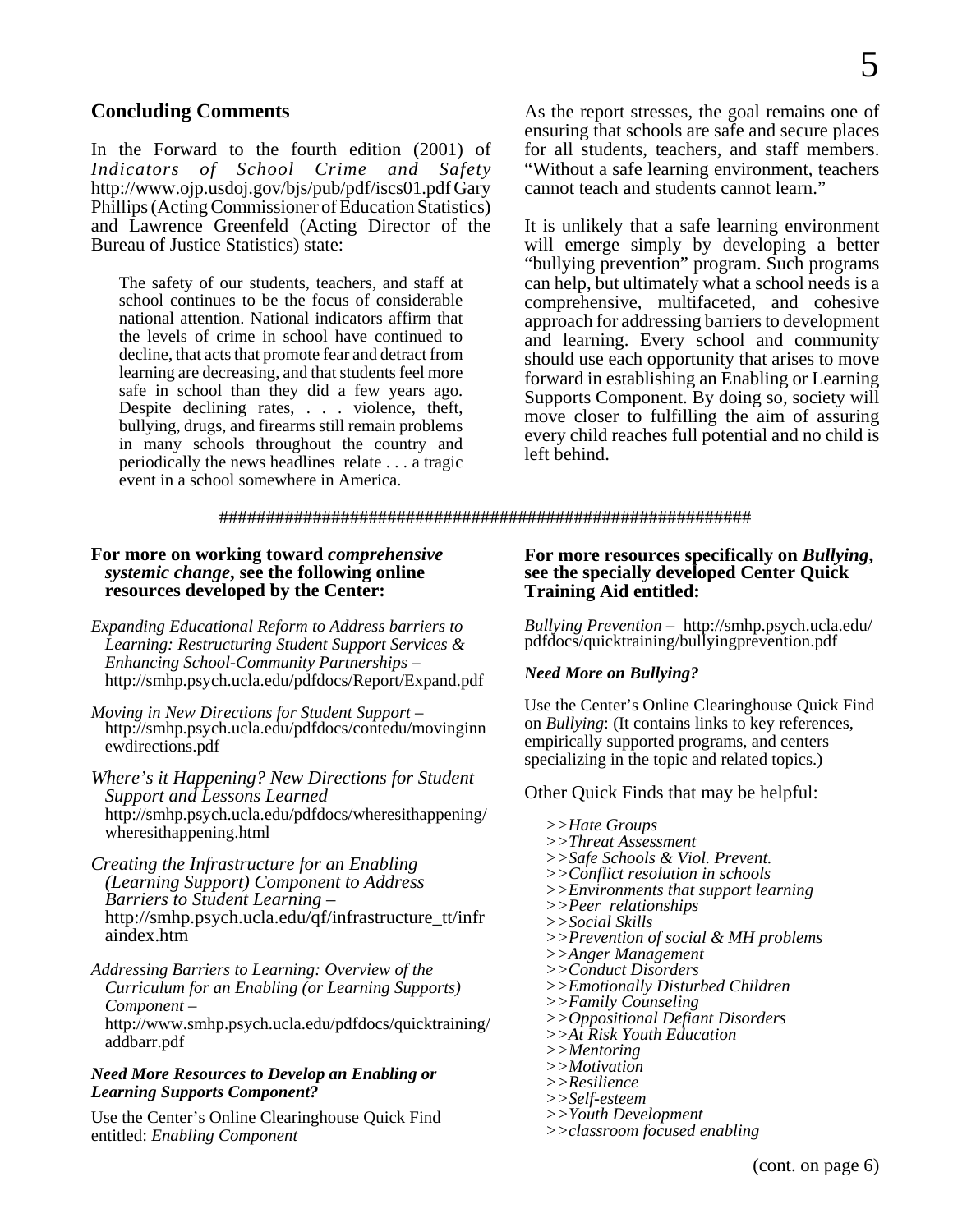## Concluding Comments

In the Forward to the fourth edition (2001) of *Indicators of School Crime and Safety* http://www.ojp.usdoj.gov/bjs/pub/pdf/iscs01.pdf Gary Phillips (Acting Commissioner of Education Statistics) and Lawrence Greenfeld (Acting Director of the Bureau of Justice Statistics) state:

> The safety of our students, teachers, and staff at school continues to be the focus of considerable national attention. National indicators affirm that the levels of crime in school have continued to decline, that acts that promote fear and detract from learning are decreasing, and that students feel more safe in school than they did a few years ago. Despite declining rates, . . . violence, theft, bullying, drugs, and firearms still remain problems in many schools throughout the country and periodically the news headlines relate . . . a tragic event in a school somewhere in America.

As the report stresses, the goal remains one of ensuring that schools are safe and secure places for all students, teachers, and staff members. "Without a safe learning environment, teachers cannot teach and students cannot learn."

It is unlikely that a safe learning environment will emerge simply by developing a better "bullying prevention" program. Such programs can help, but ultimately what a school needs is a comprehensive, multifaceted, and cohesive approach for addressing barriers to development and learning. Every school and community should use each opportunity that arises to move forward in establishing an Enabling or Learning Supports Component. By doing so, society will move closer to fulfilling the aim of assuring every child reaches full potential and no child is left behind.

##########################################################

**For more on working toward *comprehensive systemic change*, see the following online resources developed by the Center:**

*Expanding Educational Reform to Address barriers to Learning: Restructuring Student Support Services & Enhancing School-Community Partnerships* – http://smhp.psych.ucla.edu/pdfdocs/Report/Expand.pdf

*Moving in New Directions for Student Support* – http://smhp.psych.ucla.edu/pdfdocs/contedu/movinginnewdirections.pdf

*Where's it Happening? New Directions for Student Support and Lessons Learned* http://smhp.psych.ucla.edu/pdfdocs/wheresithappening/wheresithappening.html

*Creating the Infrastructure for an Enabling (Learning Support) Component to Address Barriers to Student Learning* – http://smhp.psych.ucla.edu/qf/infrastructure_tt/infraindex.htm

*Addressing Barriers to Learning: Overview of the Curriculum for an Enabling (or Learning Supports) Component* – http://www.smhp.psych.ucla.edu/pdfdocs/quicktraining/addbarr.pdf

***Need More Resources to Develop an Enabling or Learning Supports Component?***

Use the Center's Online Clearinghouse Quick Find entitled: *Enabling Component*

**For more resources specifically on *Bullying*, see the specially developed Center Quick Training Aid entitled:**

*Bullying Prevention* – http://smhp.psych.ucla.edu/pdfdocs/quicktraining/bullyingprevention.pdf

***Need More on Bullying?***

Use the Center's Online Clearinghouse Quick Find on *Bullying*: (It contains links to key references, empirically supported programs, and centers specializing in the topic and related topics.)

Other Quick Finds that may be helpful:

>>*Hate Groups*
>>*Threat Assessment*
>>*Safe Schools & Viol. Prevent.*
>>*Conflict resolution in schools*
>>*Environments that support learning*
>>*Peer relationships*
>>*Social Skills*
>>*Prevention of social & MH problems*
>>*Anger Management*
>>*Conduct Disorders*
>>*Emotionally Disturbed Children*
>>*Family Counseling*
>>*Oppositional Defiant Disorders*
>>*At Risk Youth Education*
>>*Mentoring*
>>*Motivation*
>>*Resilience*
>>*Self-esteem*
>>*Youth Development*
>>*classroom focused enabling*

(cont. on page 6)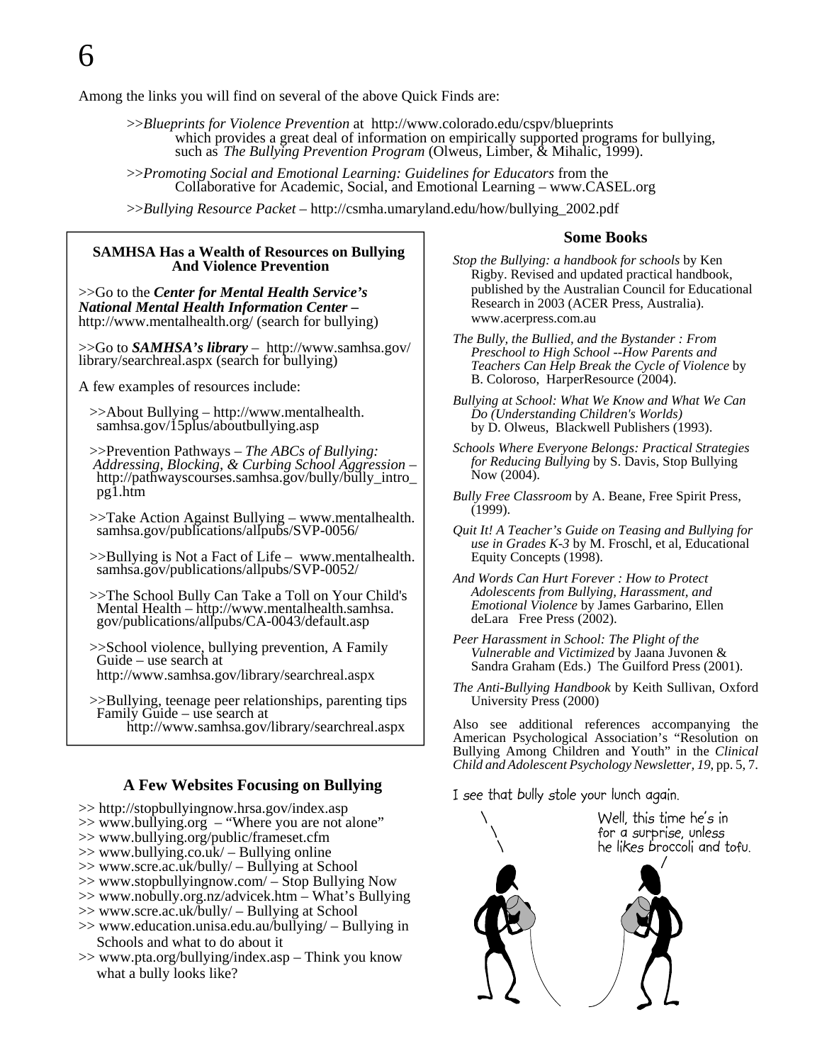Among the links you will find on several of the above Quick Finds are:

>>*Blueprints for Violence Prevention* at http://www.colorado.edu/cspv/blueprints which provides a great deal of information on empirically supported programs for bullying, such as *The Bullying Prevention Program* (Olweus, Limber, & Mihalic, 1999).

>>*Promoting Social and Emotional Learning: Guidelines for Educators* from the Collaborative for Academic, Social, and Emotional Learning – www.CASEL.org

>>*Bullying Resource Packet* – http://csmha.umaryland.edu/how/bullying_2002.pdf

### SAMHSA Has a Wealth of Resources on Bullying And Violence Prevention

>>Go to the ***Center for Mental Health Service's National Mental Health Information Center*** – http://www.mentalhealth.org/ (search for bullying)

>>Go to ***SAMHSA's library*** – http://www.samhsa.gov/library/searchreal.aspx (search for bullying)

A few examples of resources include:

>>About Bullying – http://www.mentalhealth.samhsa.gov/15plus/aboutbullying.asp

>>Prevention Pathways – *The ABCs of Bullying: Addressing, Blocking, & Curbing School Aggression* – http://pathwayscourses.samhsa.gov/bully/bully_intro_pg1.htm

>>Take Action Against Bullying – www.mentalhealth.samhsa.gov/publications/allpubs/SVP-0056/

>>Bullying is Not a Fact of Life – www.mentalhealth.samhsa.gov/publications/allpubs/SVP-0052/

>>The School Bully Can Take a Toll on Your Child's Mental Health – http://www.mentalhealth.samhsa.gov/publications/allpubs/CA-0043/default.asp

>>School violence, bullying prevention, A Family Guide – use search at http://www.samhsa.gov/library/searchreal.aspx

>>Bullying, teenage peer relationships, parenting tips Family Guide – use search at http://www.samhsa.gov/library/searchreal.aspx

### A Few Websites Focusing on Bullying

>> http://stopbullyingnow.hrsa.gov/index.asp
>> www.bullying.org – "Where you are not alone"
>> www.bullying.org/public/frameset.cfm
>> www.bullying.co.uk/ – Bullying online
>> www.scre.ac.uk/bully/ – Bullying at School
>> www.stopbullyingnow.com/ – Stop Bullying Now
>> www.nobully.org.nz/advicek.htm – What's Bullying
>> www.scre.ac.uk/bully/ – Bullying at School
>> www.education.unisa.edu.au/bullying/ – Bullying in Schools and what to do about it
>> www.pta.org/bullying/index.asp – Think you know what a bully looks like?

### Some Books

*Stop the Bullying: a handbook for schools* by Ken Rigby. Revised and updated practical handbook, published by the Australian Council for Educational Research in 2003 (ACER Press, Australia). www.acerpress.com.au

*The Bully, the Bullied, and the Bystander : From Preschool to High School --How Parents and Teachers Can Help Break the Cycle of Violence* by B. Coloroso, HarperResource (2004).

*Bullying at School: What We Know and What We Can Do (Understanding Children's Worlds)* by D. Olweus, Blackwell Publishers (1993).

*Schools Where Everyone Belongs: Practical Strategies for Reducing Bullying* by S. Davis, Stop Bullying Now (2004).

*Bully Free Classroom* by A. Beane, Free Spirit Press, (1999).

*Quit It! A Teacher's Guide on Teasing and Bullying for use in Grades K-3* by M. Froschl, et al, Educational Equity Concepts (1998).

*And Words Can Hurt Forever : How to Protect Adolescents from Bullying, Harassment, and Emotional Violence* by James Garbarino, Ellen deLara Free Press (2002).

*Peer Harassment in School: The Plight of the Vulnerable and Victimized* by Jaana Juvonen & Sandra Graham (Eds.) The Guilford Press (2001).

*The Anti-Bullying Handbook* by Keith Sullivan, Oxford University Press (2000)

Also see additional references accompanying the American Psychological Association's "Resolution on Bullying Among Children and Youth" in the *Clinical Child and Adolescent Psychology Newsletter, 19*, pp. 5, 7.

I see that bully stole your lunch again.

Well, this time he's in for a surprise, unless he likes broccoli and tofu.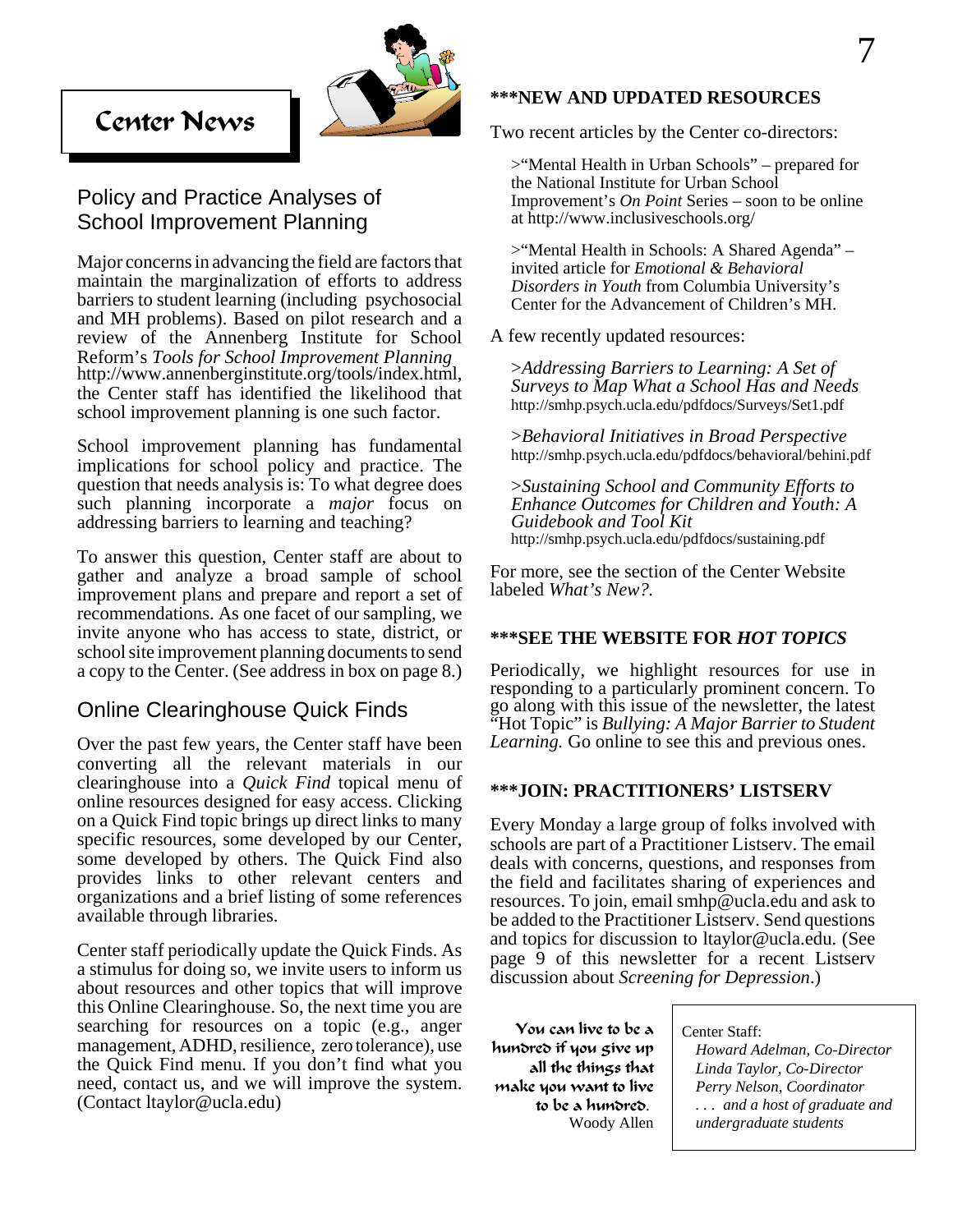# Center News

## Policy and Practice Analyses of School Improvement Planning

Major concerns in advancing the field are factors that maintain the marginalization of efforts to address barriers to student learning (including psychosocial and MH problems). Based on pilot research and a review of the Annenberg Institute for School Reform's *Tools for School Improvement Planning* http://www.annenberginstitute.org/tools/index.html, the Center staff has identified the likelihood that school improvement planning is one such factor.

School improvement planning has fundamental implications for school policy and practice. The question that needs analysis is: To what degree does such planning incorporate a *major* focus on addressing barriers to learning and teaching?

To answer this question, Center staff are about to gather and analyze a broad sample of school improvement plans and prepare and report a set of recommendations. As one facet of our sampling, we invite anyone who has access to state, district, or school site improvement planning documents to send a copy to the Center. (See address in box on page 8.)

## Online Clearinghouse Quick Finds

Over the past few years, the Center staff have been converting all the relevant materials in our clearinghouse into a *Quick Find* topical menu of online resources designed for easy access. Clicking on a Quick Find topic brings up direct links to many specific resources, some developed by our Center, some developed by others. The Quick Find also provides links to other relevant centers and organizations and a brief listing of some references available through libraries.

Center staff periodically update the Quick Finds. As a stimulus for doing so, we invite users to inform us about resources and other topics that will improve this Online Clearinghouse. So, the next time you are searching for resources on a topic (e.g., anger management, ADHD, resilience, zero tolerance), use the Quick Find menu. If you don't find what you need, contact us, and we will improve the system. (Contact ltaylor@ucla.edu)

## ***NEW AND UPDATED RESOURCES

Two recent articles by the Center co-directors:

>"Mental Health in Urban Schools" – prepared for the National Institute for Urban School Improvement's *On Point* Series – soon to be online at http://www.inclusiveschools.org/

>"Mental Health in Schools: A Shared Agenda" – invited article for *Emotional & Behavioral Disorders in Youth* from Columbia University's Center for the Advancement of Children's MH.

A few recently updated resources:

>*Addressing Barriers to Learning: A Set of Surveys to Map What a School Has and Needs*
http://smhp.psych.ucla.edu/pdfdocs/Surveys/Set1.pdf

>*Behavioral Initiatives in Broad Perspective*
http://smhp.psych.ucla.edu/pdfdocs/behavioral/behini.pdf

>*Sustaining School and Community Efforts to Enhance Outcomes for Children and Youth: A Guidebook and Tool Kit*
http://smhp.psych.ucla.edu/pdfdocs/sustaining.pdf

For more, see the section of the Center Website labeled *What's New?.*

## ***SEE THE WEBSITE FOR *HOT TOPICS*

Periodically, we highlight resources for use in responding to a particularly prominent concern. To go along with this issue of the newsletter, the latest "Hot Topic" is *Bullying: A Major Barrier to Student Learning.* Go online to see this and previous ones.

## ***JOIN: PRACTITIONERS' LISTSERV

Every Monday a large group of folks involved with schools are part of a Practitioner Listserv. The email deals with concerns, questions, and responses from the field and facilitates sharing of experiences and resources. To join, email smhp@ucla.edu and ask to be added to the Practitioner Listserv. Send questions and topics for discussion to ltaylor@ucla.edu. (See page 9 of this newsletter for a recent Listserv discussion about *Screening for Depression*.)

**You can live to be a hundred if you give up all the things that make you want to live to be a hundred.**
Woody Allen

Center Staff:
*Howard Adelman, Co-Director*
*Linda Taylor, Co-Director*
*Perry Nelson, Coordinator*
*. . . and a host of graduate and undergraduate students*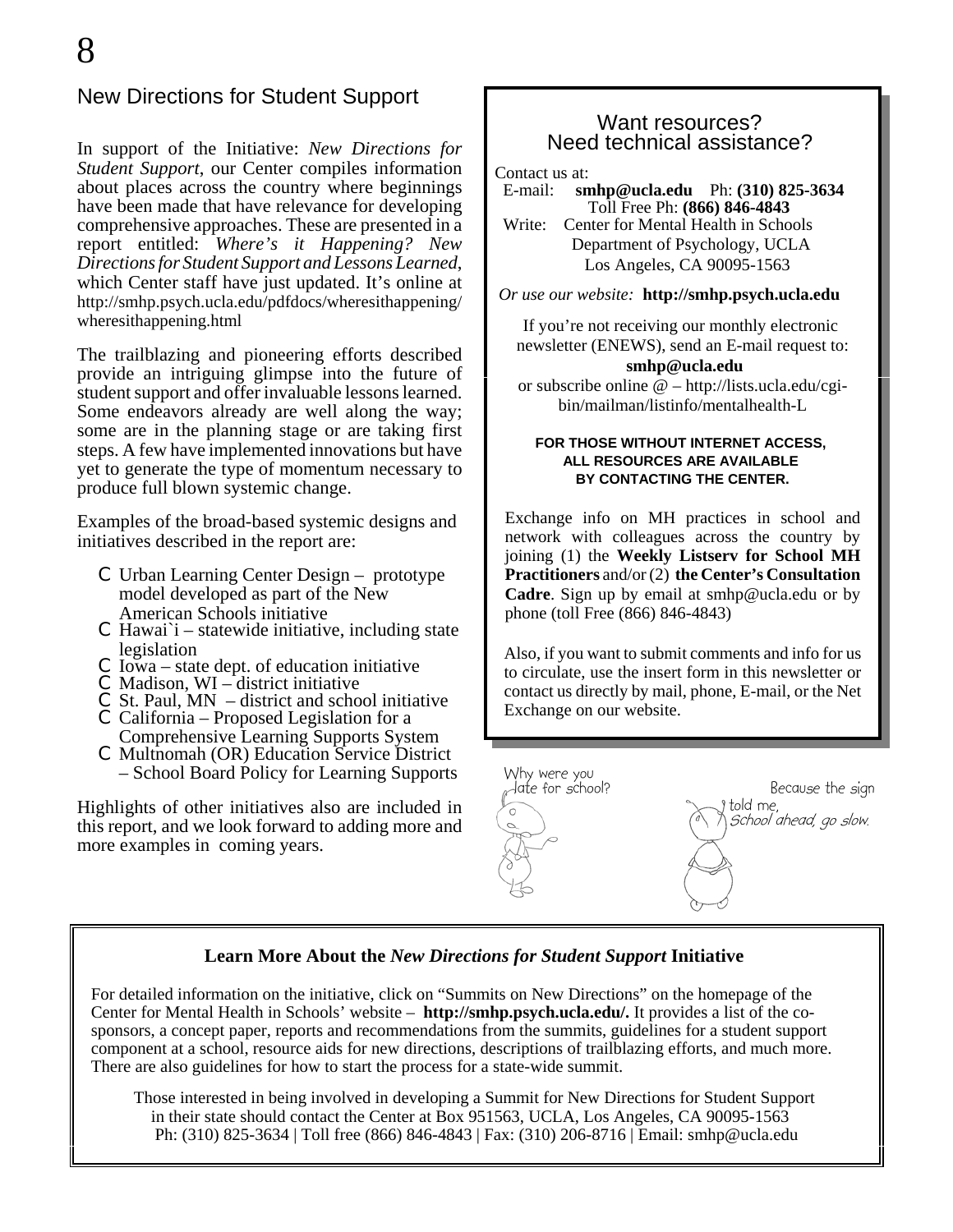## New Directions for Student Support

In support of the Initiative: *New Directions for Student Support*, our Center compiles information about places across the country where beginnings have been made that have relevance for developing comprehensive approaches. These are presented in a report entitled: *Where's it Happening? New Directions for Student Support and Lessons Learned*, which Center staff have just updated. It's online at http://smhp.psych.ucla.edu/pdfdocs/wheresithappening/wheresithappening.html

The trailblazing and pioneering efforts described provide an intriguing glimpse into the future of student support and offer invaluable lessons learned. Some endeavors already are well along the way; some are in the planning stage or are taking first steps. A few have implemented innovations but have yet to generate the type of momentum necessary to produce full blown systemic change.

Examples of the broad-based systemic designs and initiatives described in the report are:

- Urban Learning Center Design – prototype model developed as part of the New American Schools initiative
- Hawai`i – statewide initiative, including state legislation
- Iowa – state dept. of education initiative
- Madison, WI – district initiative
- St. Paul, MN – district and school initiative
- California – Proposed Legislation for a Comprehensive Learning Supports System
- Multnomah (OR) Education Service District – School Board Policy for Learning Supports

Highlights of other initiatives also are included in this report, and we look forward to adding more and more examples in coming years.

### Want resources? Need technical assistance?

Contact us at:
E-mail: **smhp@ucla.edu** Ph: **(310) 825-3634**
Toll Free Ph: **(866) 846-4843**
Write: Center for Mental Health in Schools
Department of Psychology, UCLA
Los Angeles, CA 90095-1563

*Or use our website:* **http://smhp.psych.ucla.edu**

If you're not receiving our monthly electronic newsletter (ENEWS), send an E-mail request to: **smhp@ucla.edu**
or subscribe online @ – http://lists.ucla.edu/cgi-bin/mailman/listinfo/mentalhealth-L

**FOR THOSE WITHOUT INTERNET ACCESS, ALL RESOURCES ARE AVAILABLE BY CONTACTING THE CENTER.**

Exchange info on MH practices in school and network with colleagues across the country by joining (1) the **Weekly Listserv for School MH Practitioners** and/or (2) **the Center's Consultation Cadre**. Sign up by email at smhp@ucla.edu or by phone (toll Free (866) 846-4843)

Also, if you want to submit comments and info for us to circulate, use the insert form in this newsletter or contact us directly by mail, phone, E-mail, or the Net Exchange on our website.

Why were you late for school?

Because the sign told me, *School ahead, go slow.*

### Learn More About the *New Directions for Student Support* Initiative

For detailed information on the initiative, click on "Summits on New Directions" on the homepage of the Center for Mental Health in Schools' website – **http://smhp.psych.ucla.edu/.** It provides a list of the co-sponsors, a concept paper, reports and recommendations from the summits, guidelines for a student support component at a school, resource aids for new directions, descriptions of trailblazing efforts, and much more. There are also guidelines for how to start the process for a state-wide summit.

Those interested in being involved in developing a Summit for New Directions for Student Support in their state should contact the Center at Box 951563, UCLA, Los Angeles, CA 90095-1563
Ph: (310) 825-3634 | Toll free (866) 846-4843 | Fax: (310) 206-8716 | Email: smhp@ucla.edu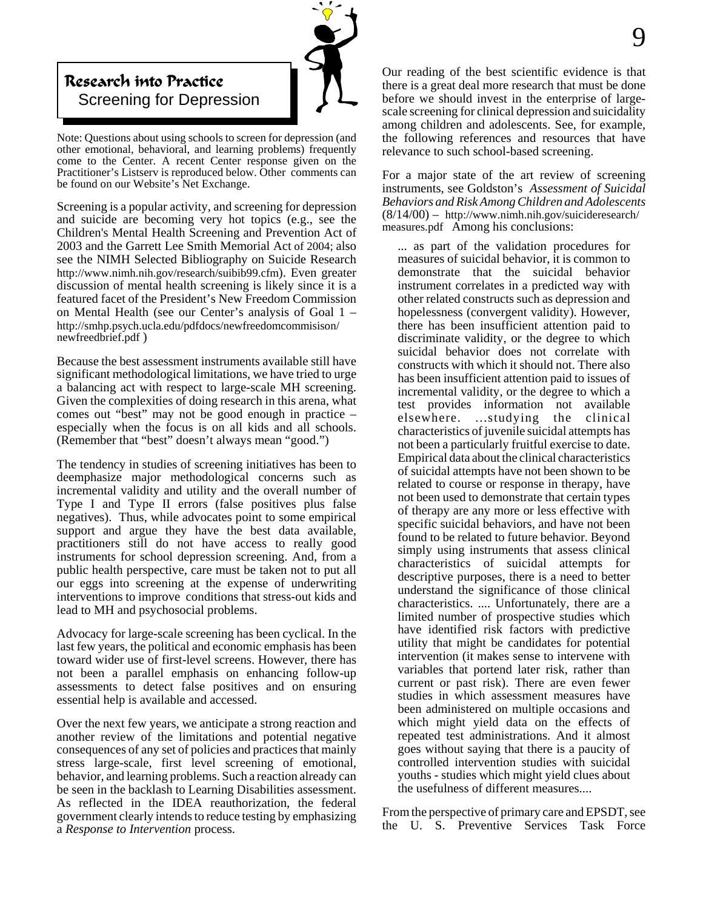## Research into Practice
### Screening for Depression

Note: Questions about using schools to screen for depression (and other emotional, behavioral, and learning problems) frequently come to the Center. A recent Center response given on the Practitioner's Listserv is reproduced below. Other comments can be found on our Website's Net Exchange.

Screening is a popular activity, and screening for depression and suicide are becoming very hot topics (e.g., see the Children's Mental Health Screening and Prevention Act of 2003 and the Garrett Lee Smith Memorial Act of 2004; also see the NIMH Selected Bibliography on Suicide Research http://www.nimh.nih.gov/research/suibib99.cfm). Even greater discussion of mental health screening is likely since it is a featured facet of the President's New Freedom Commission on Mental Health (see our Center's analysis of Goal 1 – http://smhp.psych.ucla.edu/pdfdocs/newfreedomcommisison/newfreedbrief.pdf )

Because the best assessment instruments available still have significant methodological limitations, we have tried to urge a balancing act with respect to large-scale MH screening. Given the complexities of doing research in this arena, what comes out "best" may not be good enough in practice – especially when the focus is on all kids and all schools. (Remember that "best" doesn't always mean "good.")

The tendency in studies of screening initiatives has been to deemphasize major methodological concerns such as incremental validity and utility and the overall number of Type I and Type II errors (false positives plus false negatives). Thus, while advocates point to some empirical support and argue they have the best data available, practitioners still do not have access to really good instruments for school depression screening. And, from a public health perspective, care must be taken not to put all our eggs into screening at the expense of underwriting interventions to improve conditions that stress-out kids and lead to MH and psychosocial problems.

Advocacy for large-scale screening has been cyclical. In the last few years, the political and economic emphasis has been toward wider use of first-level screens. However, there has not been a parallel emphasis on enhancing follow-up assessments to detect false positives and on ensuring essential help is available and accessed.

Over the next few years, we anticipate a strong reaction and another review of the limitations and potential negative consequences of any set of policies and practices that mainly stress large-scale, first level screening of emotional, behavior, and learning problems. Such a reaction already can be seen in the backlash to Learning Disabilities assessment. As reflected in the IDEA reauthorization, the federal government clearly intends to reduce testing by emphasizing a *Response to Intervention* process.

Our reading of the best scientific evidence is that there is a great deal more research that must be done before we should invest in the enterprise of large-scale screening for clinical depression and suicidality among children and adolescents. See, for example, the following references and resources that have relevance to such school-based screening.

For a major state of the art review of screening instruments, see Goldston's *Assessment of Suicidal Behaviors and Risk Among Children and Adolescents* (8/14/00) – http://www.nimh.nih.gov/suicideresearch/measures.pdf Among his conclusions:

> ... as part of the validation procedures for measures of suicidal behavior, it is common to demonstrate that the suicidal behavior instrument correlates in a predicted way with other related constructs such as depression and hopelessness (convergent validity). However, there has been insufficient attention paid to discriminate validity, or the degree to which suicidal behavior does not correlate with constructs with which it should not. There also has been insufficient attention paid to issues of incremental validity, or the degree to which a test provides information not available elsewhere. ...studying the clinical characteristics of juvenile suicidal attempts has not been a particularly fruitful exercise to date. Empirical data about the clinical characteristics of suicidal attempts have not been shown to be related to course or response in therapy, have not been used to demonstrate that certain types of therapy are any more or less effective with specific suicidal behaviors, and have not been found to be related to future behavior. Beyond simply using instruments that assess clinical characteristics of suicidal attempts for descriptive purposes, there is a need to better understand the significance of those clinical characteristics. .... Unfortunately, there are a limited number of prospective studies which have identified risk factors with predictive utility that might be candidates for potential intervention (it makes sense to intervene with variables that portend later risk, rather than current or past risk). There are even fewer studies in which assessment measures have been administered on multiple occasions and which might yield data on the effects of repeated test administrations. And it almost goes without saying that there is a paucity of controlled intervention studies with suicidal youths - studies which might yield clues about the usefulness of different measures....

From the perspective of primary care and EPSDT, see the U. S. Preventive Services Task Force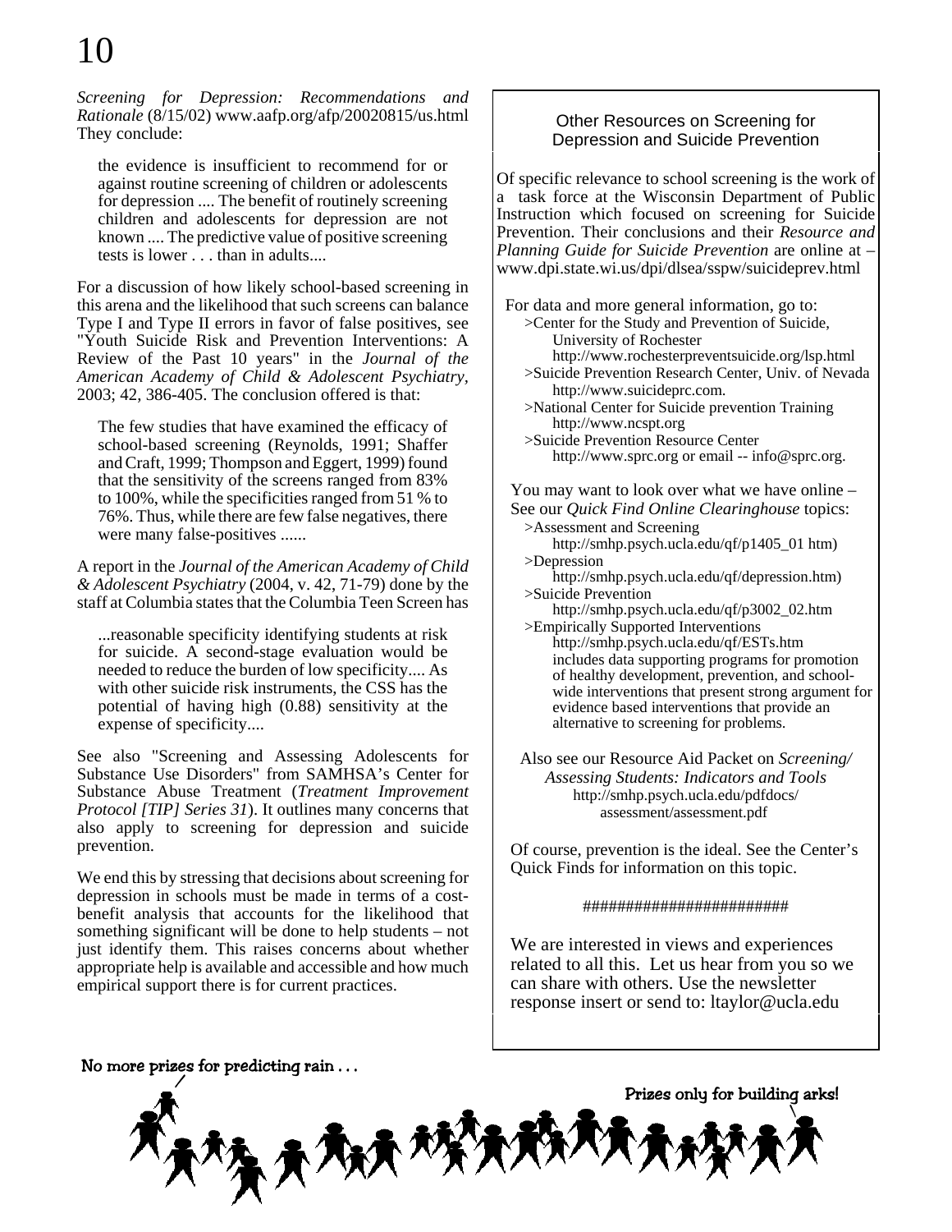*Screening for Depression: Recommendations and Rationale* (8/15/02) www.aafp.org/afp/20020815/us.html They conclude:

> the evidence is insufficient to recommend for or against routine screening of children or adolescents for depression .... The benefit of routinely screening children and adolescents for depression are not known .... The predictive value of positive screening tests is lower . . . than in adults....

For a discussion of how likely school-based screening in this arena and the likelihood that such screens can balance Type I and Type II errors in favor of false positives, see "Youth Suicide Risk and Prevention Interventions: A Review of the Past 10 years" in the *Journal of the American Academy of Child & Adolescent Psychiatry*, 2003; 42, 386-405. The conclusion offered is that:

> The few studies that have examined the efficacy of school-based screening (Reynolds, 1991; Shaffer and Craft, 1999; Thompson and Eggert, 1999) found that the sensitivity of the screens ranged from 83% to 100%, while the specificities ranged from 51 % to 76%. Thus, while there are few false negatives, there were many false-positives ......

A report in the *Journal of the American Academy of Child & Adolescent Psychiatry* (2004, v. 42, 71-79) done by the staff at Columbia states that the Columbia Teen Screen has

> ...reasonable specificity identifying students at risk for suicide. A second-stage evaluation would be needed to reduce the burden of low specificity.... As with other suicide risk instruments, the CSS has the potential of having high (0.88) sensitivity at the expense of specificity....

See also "Screening and Assessing Adolescents for Substance Use Disorders" from SAMHSA's Center for Substance Abuse Treatment (*Treatment Improvement Protocol [TIP] Series 31*). It outlines many concerns that also apply to screening for depression and suicide prevention.

We end this by stressing that decisions about screening for depression in schools must be made in terms of a cost-benefit analysis that accounts for the likelihood that something significant will be done to help students – not just identify them. This raises concerns about whether appropriate help is available and accessible and how much empirical support there is for current practices.

## Other Resources on Screening for Depression and Suicide Prevention

Of specific relevance to school screening is the work of a task force at the Wisconsin Department of Public Instruction which focused on screening for Suicide Prevention. Their conclusions and their *Resource and Planning Guide for Suicide Prevention* are online at – www.dpi.state.wi.us/dpi/dlsea/sspw/suicideprev.html

For data and more general information, go to:

- >Center for the Study and Prevention of Suicide, University of Rochester
  http://www.rochesterpreventsuicide.org/lsp.html
- >Suicide Prevention Research Center, Univ. of Nevada
  http://www.suicideprc.com.
- >National Center for Suicide prevention Training
  http://www.ncspt.org
- >Suicide Prevention Resource Center
  http://www.sprc.org or email -- info@sprc.org.

You may want to look over what we have online – See our *Quick Find Online Clearinghouse* topics:

- >Assessment and Screening
  http://smhp.psych.ucla.edu/qf/p1405_01 htm)
- >Depression
  http://smhp.psych.ucla.edu/qf/depression.htm)
- >Suicide Prevention
  http://smhp.psych.ucla.edu/qf/p3002_02.htm
- >Empirically Supported Interventions
  http://smhp.psych.ucla.edu/qf/ESTs.htm
  includes data supporting programs for promotion of healthy development, prevention, and school-wide interventions that present strong argument for evidence based interventions that provide an alternative to screening for problems.

Also see our Resource Aid Packet on *Screening/ Assessing Students: Indicators and Tools*
http://smhp.psych.ucla.edu/pdfdocs/ assessment/assessment.pdf

Of course, prevention is the ideal. See the Center's Quick Finds for information on this topic.

########################

We are interested in views and experiences related to all this. Let us hear from you so we can share with others. Use the newsletter response insert or send to: ltaylor@ucla.edu

No more prizes for predicting rain . . .

Prizes only for building arks!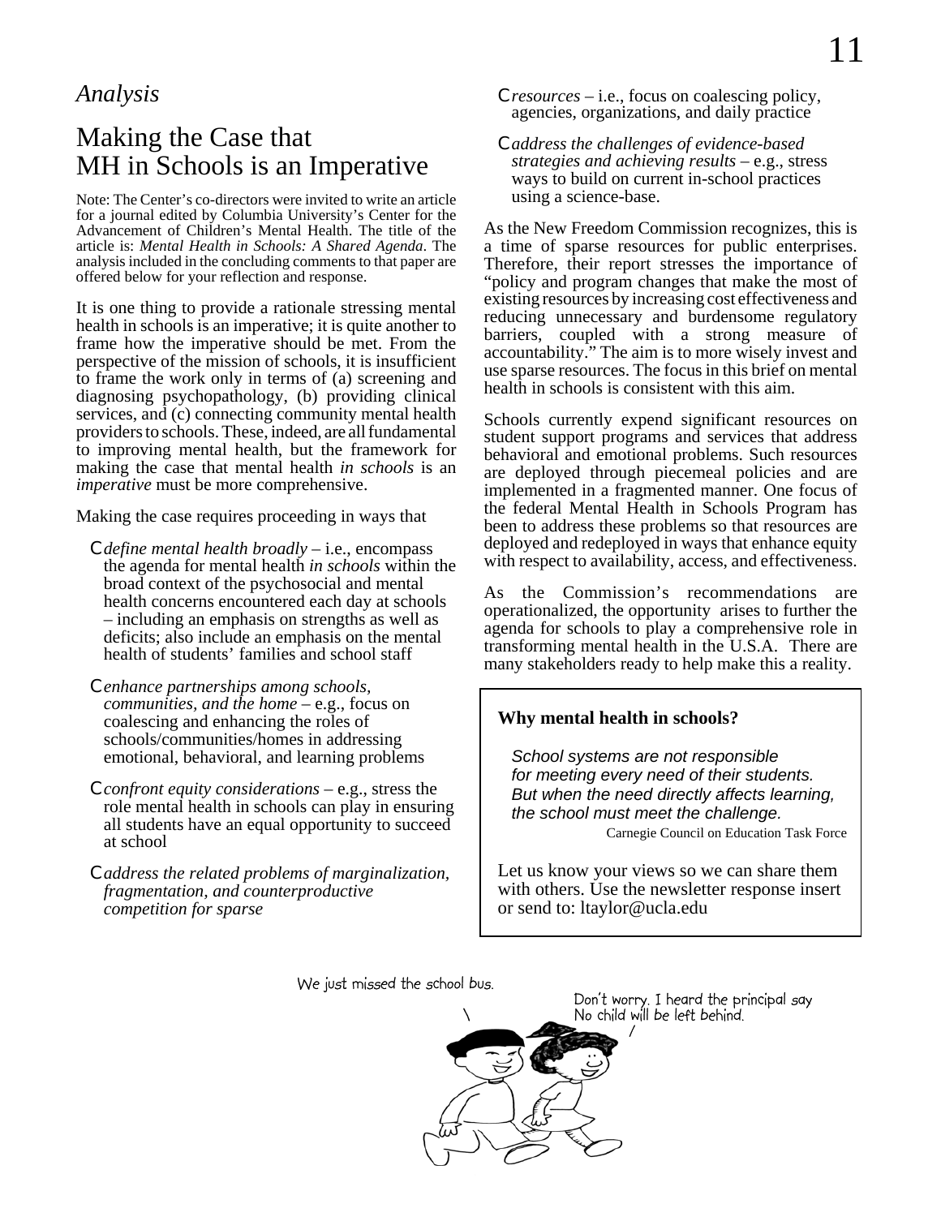*Analysis*

# Making the Case that MH in Schools is an Imperative

Note: The Center's co-directors were invited to write an article for a journal edited by Columbia University's Center for the Advancement of Children's Mental Health. The title of the article is: *Mental Health in Schools: A Shared Agenda*. The analysis included in the concluding comments to that paper are offered below for your reflection and response.

It is one thing to provide a rationale stressing mental health in schools is an imperative; it is quite another to frame how the imperative should be met. From the perspective of the mission of schools, it is insufficient to frame the work only in terms of (a) screening and diagnosing psychopathology, (b) providing clinical services, and (c) connecting community mental health providers to schools. These, indeed, are all fundamental to improving mental health, but the framework for making the case that mental health *in schools* is an *imperative* must be more comprehensive.

Making the case requires proceeding in ways that

- *define mental health broadly* – i.e., encompass the agenda for mental health *in schools* within the broad context of the psychosocial and mental health concerns encountered each day at schools – including an emphasis on strengths as well as deficits; also include an emphasis on the mental health of students' families and school staff
- *enhance partnerships among schools, communities, and the home* – e.g., focus on coalescing and enhancing the roles of schools/communities/homes in addressing emotional, behavioral, and learning problems
- *confront equity considerations* – e.g., stress the role mental health in schools can play in ensuring all students have an equal opportunity to succeed at school
- *address the related problems of marginalization, fragmentation, and counterproductive competition for sparse resources* – i.e., focus on coalescing policy, agencies, organizations, and daily practice
- *address the challenges of evidence-based strategies and achieving results* – e.g., stress ways to build on current in-school practices using a science-base.

As the New Freedom Commission recognizes, this is a time of sparse resources for public enterprises. Therefore, their report stresses the importance of "policy and program changes that make the most of existing resources by increasing cost effectiveness and reducing unnecessary and burdensome regulatory barriers, coupled with a strong measure of accountability." The aim is to more wisely invest and use sparse resources. The focus in this brief on mental health in schools is consistent with this aim.

Schools currently expend significant resources on student support programs and services that address behavioral and emotional problems. Such resources are deployed through piecemeal policies and are implemented in a fragmented manner. One focus of the federal Mental Health in Schools Program has been to address these problems so that resources are deployed and redeployed in ways that enhance equity with respect to availability, access, and effectiveness.

As the Commission's recommendations are operationalized, the opportunity arises to further the agenda for schools to play a comprehensive role in transforming mental health in the U.S.A. There are many stakeholders ready to help make this a reality.

**Why mental health in schools?**

*School systems are not responsible for meeting every need of their students. But when the need directly affects learning, the school must meet the challenge.*

Carnegie Council on Education Task Force

Let us know your views so we can share them with others. Use the newsletter response insert or send to: ltaylor@ucla.edu

We just missed the school bus.

Don't worry. I heard the principal say No child will be left behind.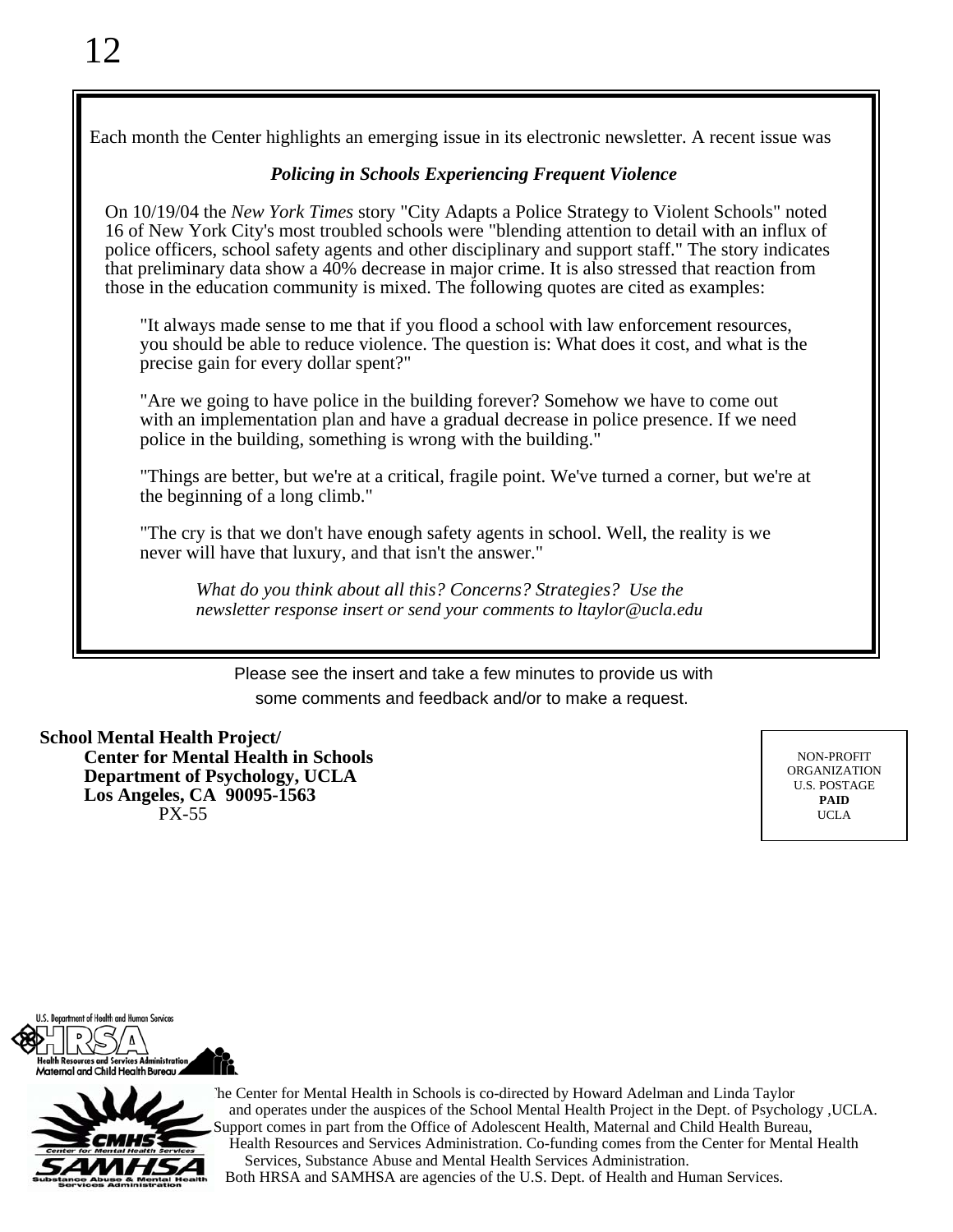Each month the Center highlights an emerging issue in its electronic newsletter. A recent issue was

***Policing in Schools Experiencing Frequent Violence***

On 10/19/04 the *New York Times* story "City Adapts a Police Strategy to Violent Schools" noted 16 of New York City's most troubled schools were "blending attention to detail with an influx of police officers, school safety agents and other disciplinary and support staff." The story indicates that preliminary data show a 40% decrease in major crime. It is also stressed that reaction from those in the education community is mixed. The following quotes are cited as examples:

> "It always made sense to me that if you flood a school with law enforcement resources, you should be able to reduce violence. The question is: What does it cost, and what is the precise gain for every dollar spent?"
>
> "Are we going to have police in the building forever? Somehow we have to come out with an implementation plan and have a gradual decrease in police presence. If we need police in the building, something is wrong with the building."
>
> "Things are better, but we're at a critical, fragile point. We've turned a corner, but we're at the beginning of a long climb."
>
> "The cry is that we don't have enough safety agents in school. Well, the reality is we never will have that luxury, and that isn't the answer."

*What do you think about all this? Concerns? Strategies? Use the newsletter response insert or send your comments to ltaylor@ucla.edu*

Please see the insert and take a few minutes to provide us with some comments and feedback and/or to make a request.

**School Mental Health Project/**
**Center for Mental Health in Schools**
**Department of Psychology, UCLA**
**Los Angeles, CA 90095-1563**
PX-55

NON-PROFIT ORGANIZATION
U.S. POSTAGE
**PAID**
UCLA

U.S. Department of Health and Human Services
HRSA
Health Resources and Services Administration
Maternal and Child Health Bureau

CMHS Center for Mental Health Services
SAMHSA Substance Abuse & Mental Health Services Administration

The Center for Mental Health in Schools is co-directed by Howard Adelman and Linda Taylor and operates under the auspices of the School Mental Health Project in the Dept. of Psychology ,UCLA. Support comes in part from the Office of Adolescent Health, Maternal and Child Health Bureau, Health Resources and Services Administration. Co-funding comes from the Center for Mental Health Services, Substance Abuse and Mental Health Services Administration. Both HRSA and SAMHSA are agencies of the U.S. Dept. of Health and Human Services.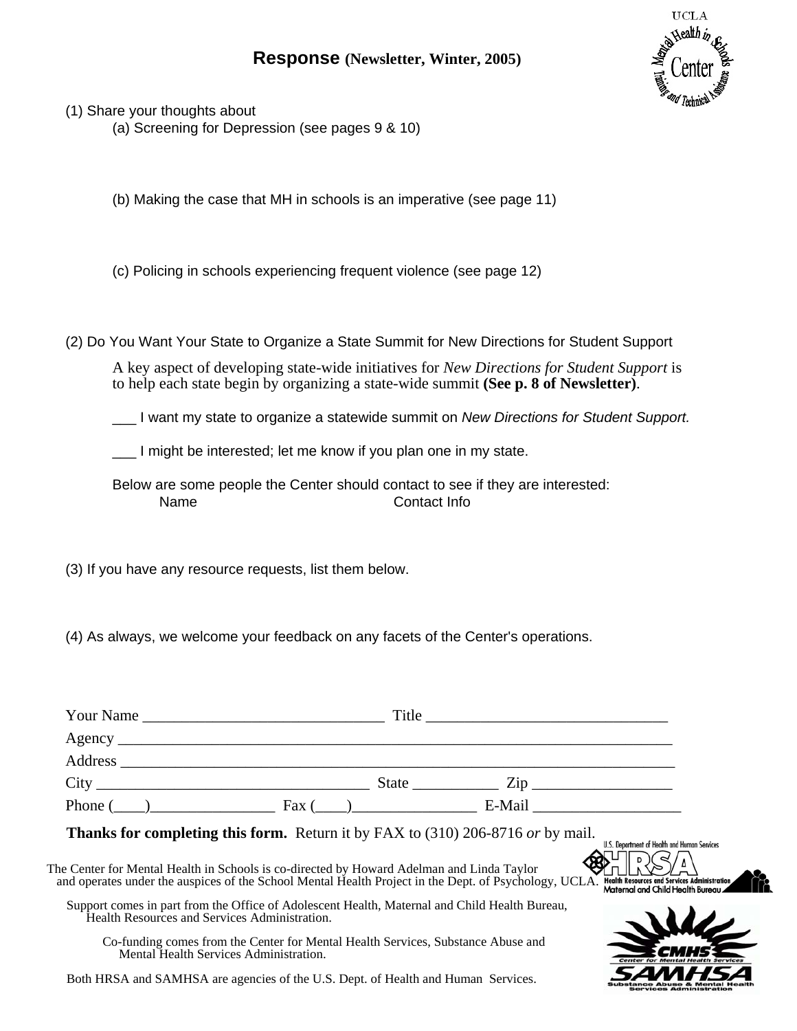# Response (Newsletter, Winter, 2005)

(1) Share your thoughts about

(a) Screening for Depression (see pages 9 & 10)

(b) Making the case that MH in schools is an imperative (see page 11)

(c) Policing in schools experiencing frequent violence (see page 12)

(2) Do You Want Your State to Organize a State Summit for New Directions for Student Support

A key aspect of developing state-wide initiatives for *New Directions for Student Support* is to help each state begin by organizing a state-wide summit **(See p. 8 of Newsletter)**.

___ I want my state to organize a statewide summit on *New Directions for Student Support.*

___ I might be interested; let me know if you plan one in my state.

Below are some people the Center should contact to see if they are interested:

Name Contact Info

(3) If you have any resource requests, list them below.

(4) As always, we welcome your feedback on any facets of the Center's operations.

Your Name _______________________________ Title _______________________________

Agency _________________________________________________________________________

Address ________________________________________________________________________

City ___________________________________ State ___________ Zip __________________

Phone (____)________________ Fax (____)________________ E-Mail ___________________

**Thanks for completing this form.** Return it by FAX to (310) 206-8716 *or* by mail.

The Center for Mental Health in Schools is co-directed by Howard Adelman and Linda Taylor and operates under the auspices of the School Mental Health Project in the Dept. of Psychology, UCLA.

Support comes in part from the Office of Adolescent Health, Maternal and Child Health Bureau, Health Resources and Services Administration.

Co-funding comes from the Center for Mental Health Services, Substance Abuse and Mental Health Services Administration.

Both HRSA and SAMHSA are agencies of the U.S. Dept. of Health and Human Services.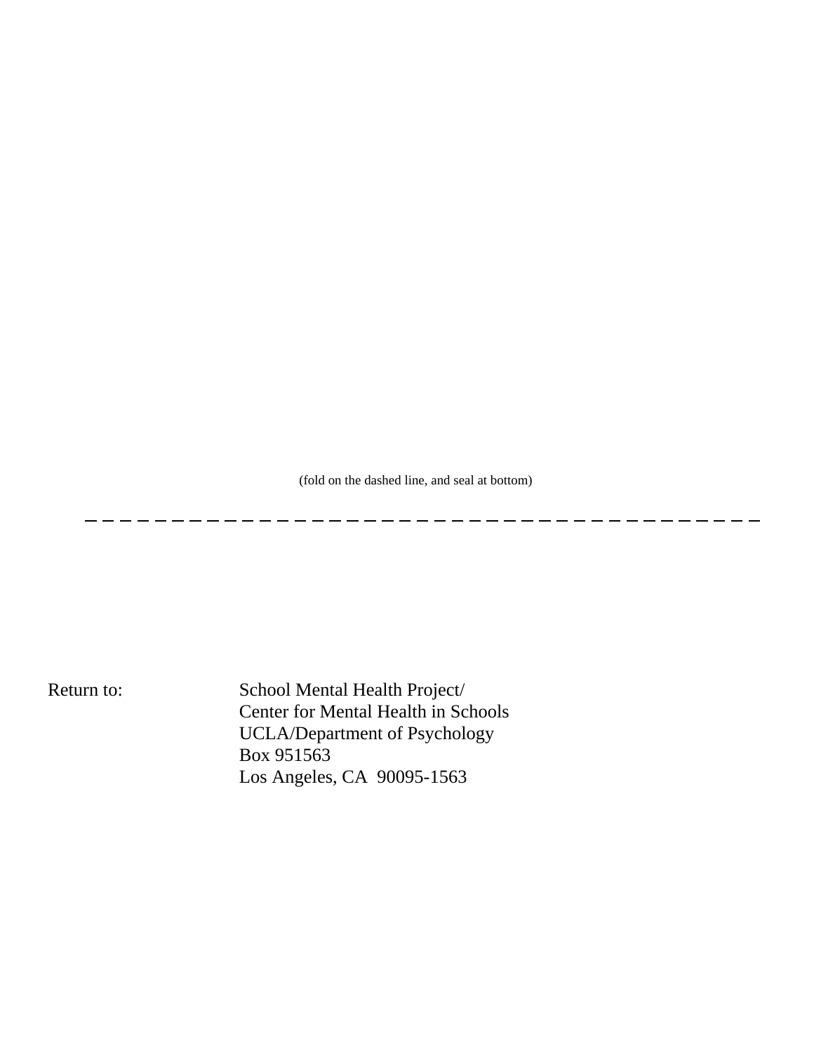(fold on the dashed line, and seal at bottom)

---

Return to:

School Mental Health Project/
Center for Mental Health in Schools
UCLA/Department of Psychology
Box 951563
Los Angeles, CA  90095-1563